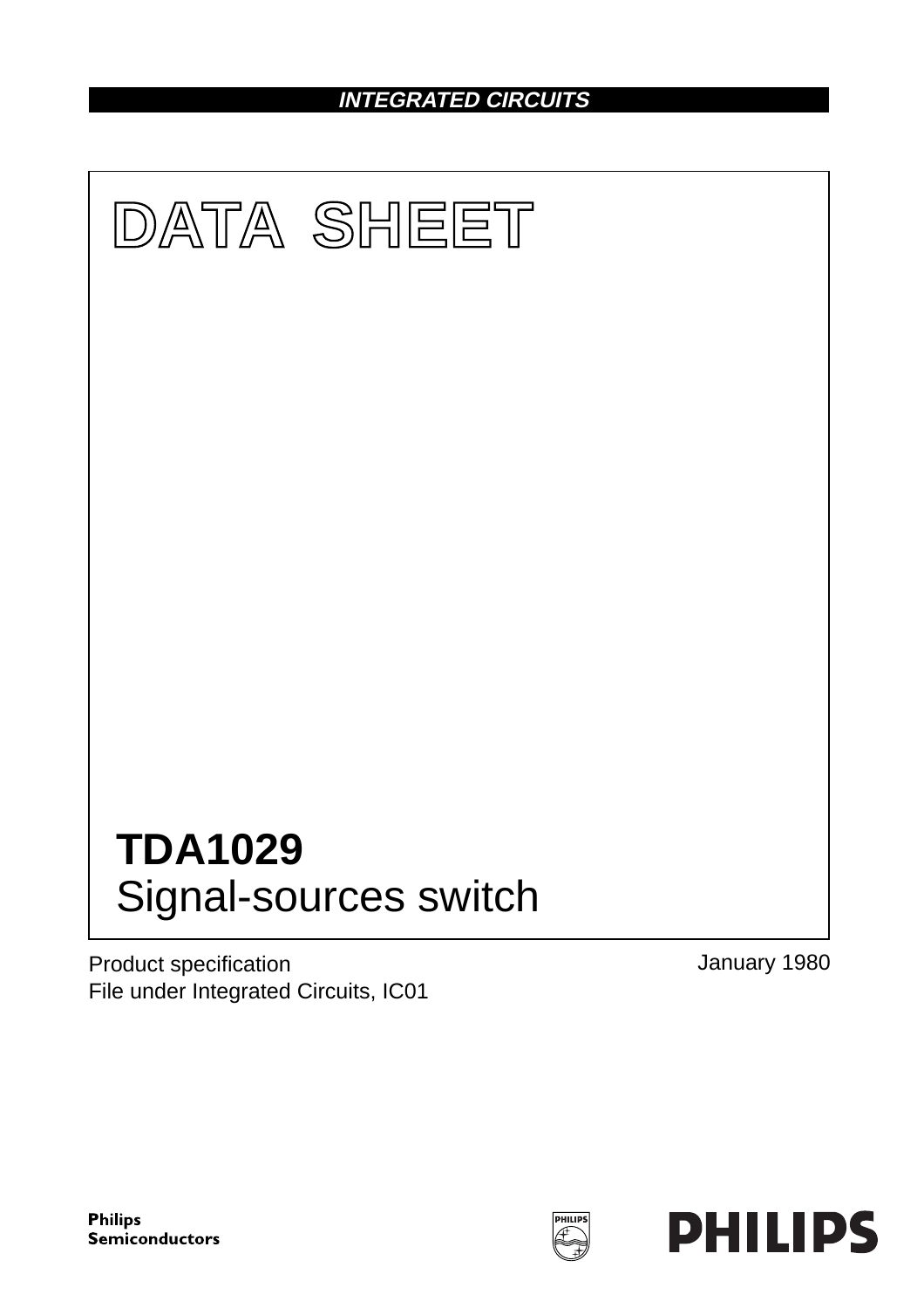INTEGRATED CIRCUITS

# DATA SHEET

# TDA1029
## Signal-sources switch

Product specification
File under Integrated Circuits, IC01

January 1980

Philips Semiconductors

PHILIPS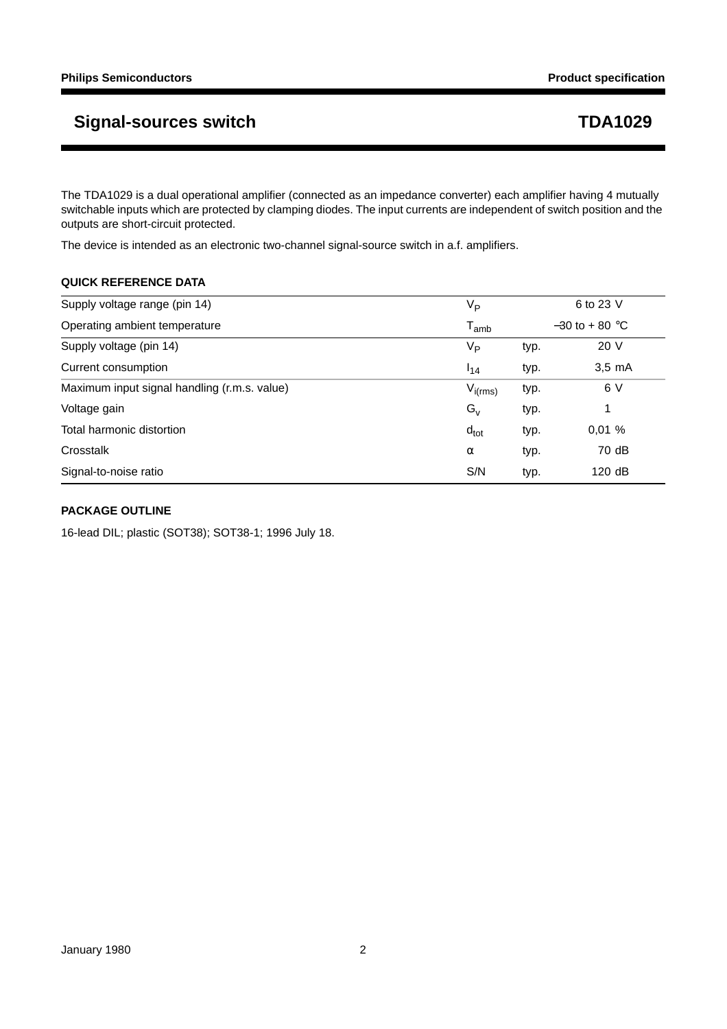# Signal-sources switch TDA1029

The TDA1029 is a dual operational amplifier (connected as an impedance converter) each amplifier having 4 mutually switchable inputs which are protected by clamping diodes. The input currents are independent of switch position and the outputs are short-circuit protected.

The device is intended as an electronic two-channel signal-source switch in a.f. amplifiers.

### QUICK REFERENCE DATA

| | | | |
|---|---|---|---|
| Supply voltage range (pin 14) | $V_P$ | | 6 to 23 V |
| Operating ambient temperature | $T_{amb}$ | | −30 to + 80 °C |
| Supply voltage (pin 14) | $V_P$ | typ. | 20 V |
| Current consumption | $I_{14}$ | typ. | 3,5 mA |
| Maximum input signal handling (r.m.s. value) | $V_{i(rms)}$ | typ. | 6 V |
| Voltage gain | $G_v$ | typ. | 1 |
| Total harmonic distortion | $d_{tot}$ | typ. | 0,01 % |
| Crosstalk | α | typ. | 70 dB |
| Signal-to-noise ratio | S/N | typ. | 120 dB |

### PACKAGE OUTLINE

16-lead DIL; plastic (SOT38); SOT38-1; 1996 July 18.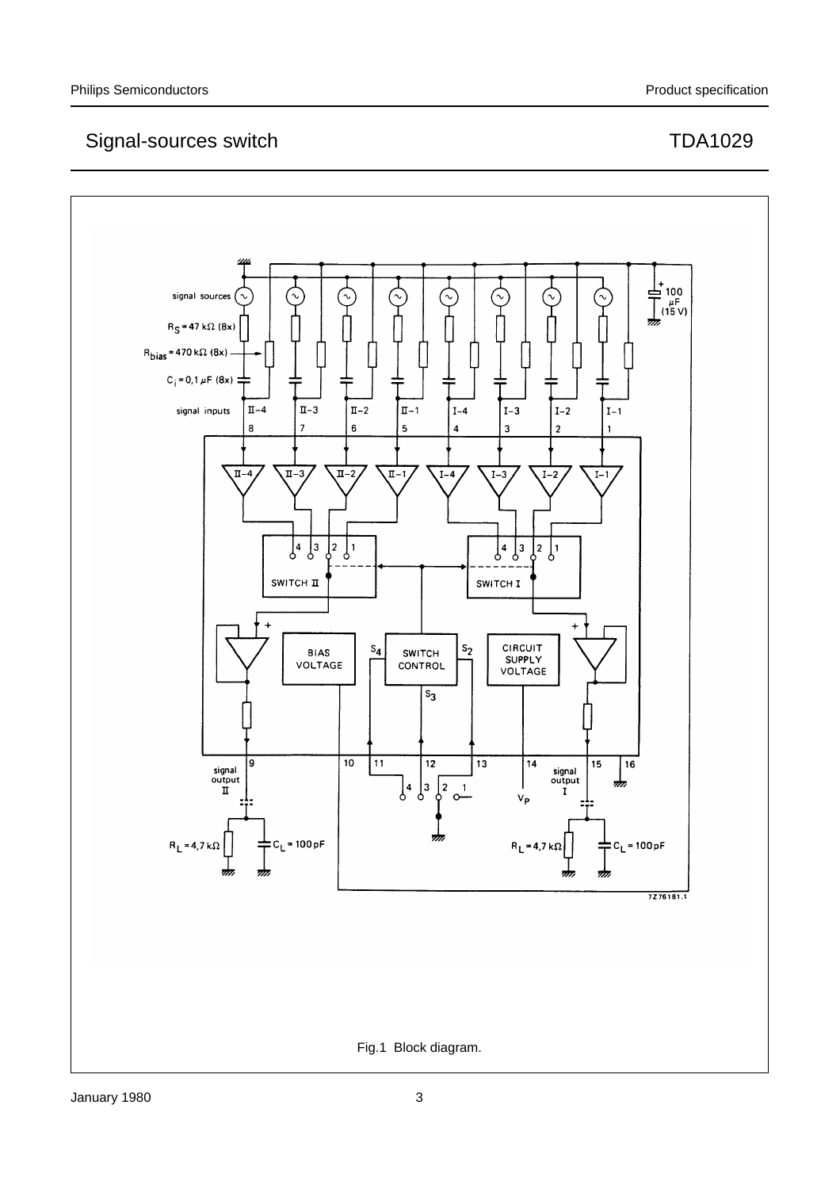Fig.1 Block diagram.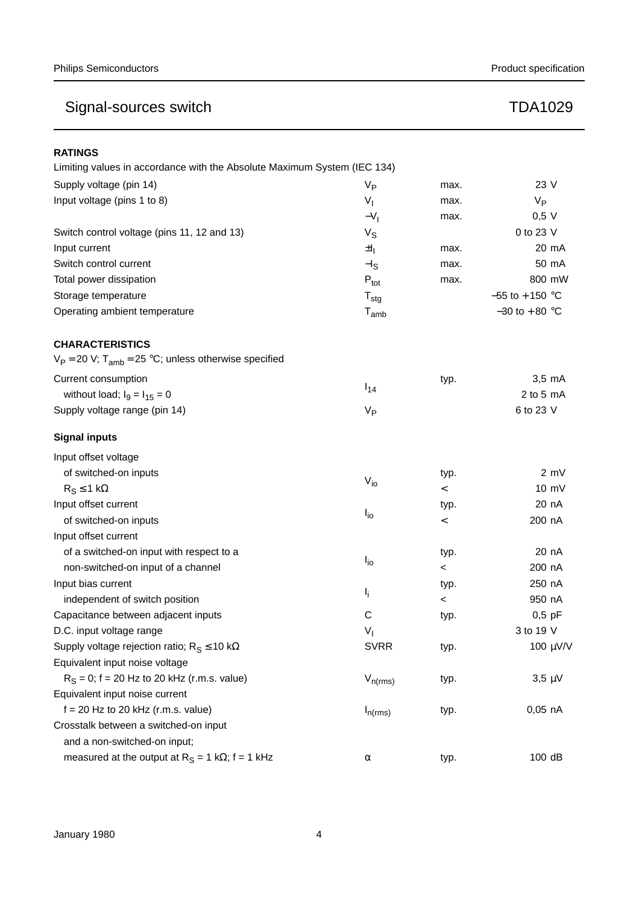## RATINGS

Limiting values in accordance with the Absolute Maximum System (IEC 134)

| | | | |
|---|---|---|---|
| Supply voltage (pin 14) | $V_P$ | max. | 23 V |
| Input voltage (pins 1 to 8) | $V_I$ | max. | $V_P$ |
| | $-V_I$ | max. | 0,5 V |
| Switch control voltage (pins 11, 12 and 13) | $V_S$ | | 0 to 23 V |
| Input current | $\pm I_I$ | max. | 20 mA |
| Switch control current | $-I_S$ | max. | 50 mA |
| Total power dissipation | $P_{tot}$ | max. | 800 mW |
| Storage temperature | $T_{stg}$ | | −55 to + 150 °C |
| Operating ambient temperature | $T_{amb}$ | | −30 to + 80 °C |

## CHARACTERISTICS

$V_P = 20$ V; $T_{amb} = 25$ °C; unless otherwise specified

| | | | |
|---|---|---|---|
| Current consumption | $I_{14}$ | typ. | 3,5 mA |
| without load; $I_9 = I_{15} = 0$ | | | 2 to 5 mA |
| Supply voltage range (pin 14) | $V_P$ | | 6 to 23 V |

### Signal inputs

| | | | |
|---|---|---|---|
| Input offset voltage | | | |
| of switched-on inputs | $V_{io}$ | typ. | 2 mV |
| $R_S \leq 1$ kΩ | | < | 10 mV |
| Input offset current | $I_{io}$ | typ. | 20 nA |
| of switched-on inputs | | < | 200 nA |
| Input offset current | | | |
| of a switched-on input with respect to a | $I_{io}$ | typ. | 20 nA |
| non-switched-on input of a channel | | < | 200 nA |
| Input bias current | $I_i$ | typ. | 250 nA |
| independent of switch position | | < | 950 nA |
| Capacitance between adjacent inputs | C | typ. | 0,5 pF |
| D.C. input voltage range | $V_I$ | | 3 to 19 V |
| Supply voltage rejection ratio; $R_S \leq 10$ kΩ | SVRR | typ. | 100 μV/V |
| Equivalent input noise voltage | | | |
| $R_S = 0$; f = 20 Hz to 20 kHz (r.m.s. value) | $V_{n(rms)}$ | typ. | 3,5 μV |
| Equivalent input noise current | | | |
| f = 20 Hz to 20 kHz (r.m.s. value) | $I_{n(rms)}$ | typ. | 0,05 nA |
| Crosstalk between a switched-on input | | | |
| and a non-switched-on input; | | | |
| measured at the output at $R_S = 1$ kΩ; f = 1 kHz | α | typ. | 100 dB |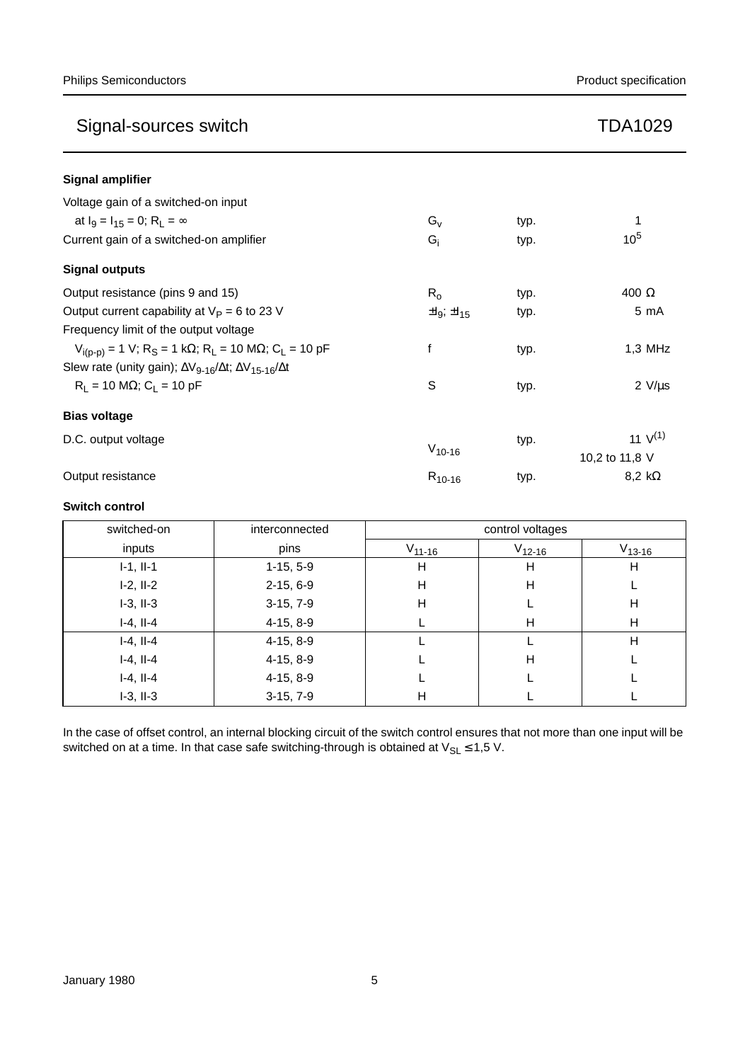### Signal amplifier

| | | | |
|---|---|---|---|
| Voltage gain of a switched-on input | | | |
| at $I_9 = I_{15} = 0$; $R_L = \infty$ | $G_v$ | typ. | 1 |
| Current gain of a switched-on amplifier | $G_i$ | typ. | $10^5$ |

### Signal outputs

| | | | |
|---|---|---|---|
| Output resistance (pins 9 and 15) | $R_o$ | typ. | 400 Ω |
| Output current capability at $V_P$ = 6 to 23 V | $\pm I_9$; $\pm I_{15}$ | typ. | 5 mA |
| Frequency limit of the output voltage | | | |
| $V_{i(p-p)}$ = 1 V; $R_S$ = 1 kΩ; $R_L$ = 10 MΩ; $C_L$ = 10 pF | f | typ. | 1,3 MHz |
| Slew rate (unity gain); $\Delta V_{9-16}/\Delta t$; $\Delta V_{15-16}/\Delta t$ | | | |
| $R_L$ = 10 MΩ; $C_L$ = 10 pF | S | typ. | 2 V/μs |

### Bias voltage

| | | | |
|---|---|---|---|
| D.C. output voltage | $V_{10-16}$ | typ. | 11 V(1) |
| | | | 10,2 to 11,8 V |
| Output resistance | $R_{10-16}$ | typ. | 8,2 kΩ |

### Switch control

| switched-on inputs | interconnected pins | control voltages | | |
|---|---|---|---|---|
| | | $V_{11-16}$ | $V_{12-16}$ | $V_{13-16}$ |
| I-1, II-1 | 1-15, 5-9 | H | H | H |
| I-2, II-2 | 2-15, 6-9 | H | H | L |
| I-3, II-3 | 3-15, 7-9 | H | L | H |
| I-4, II-4 | 4-15, 8-9 | L | H | H |
| I-4, II-4 | 4-15, 8-9 | L | L | H |
| I-4, II-4 | 4-15, 8-9 | L | H | L |
| I-4, II-4 | 4-15, 8-9 | L | L | L |
| I-3, II-3 | 3-15, 7-9 | H | L | L |

In the case of offset control, an internal blocking circuit of the switch control ensures that not more than one input will be switched on at a time. In that case safe switching-through is obtained at $V_{SL} \leq 1{,}5$ V.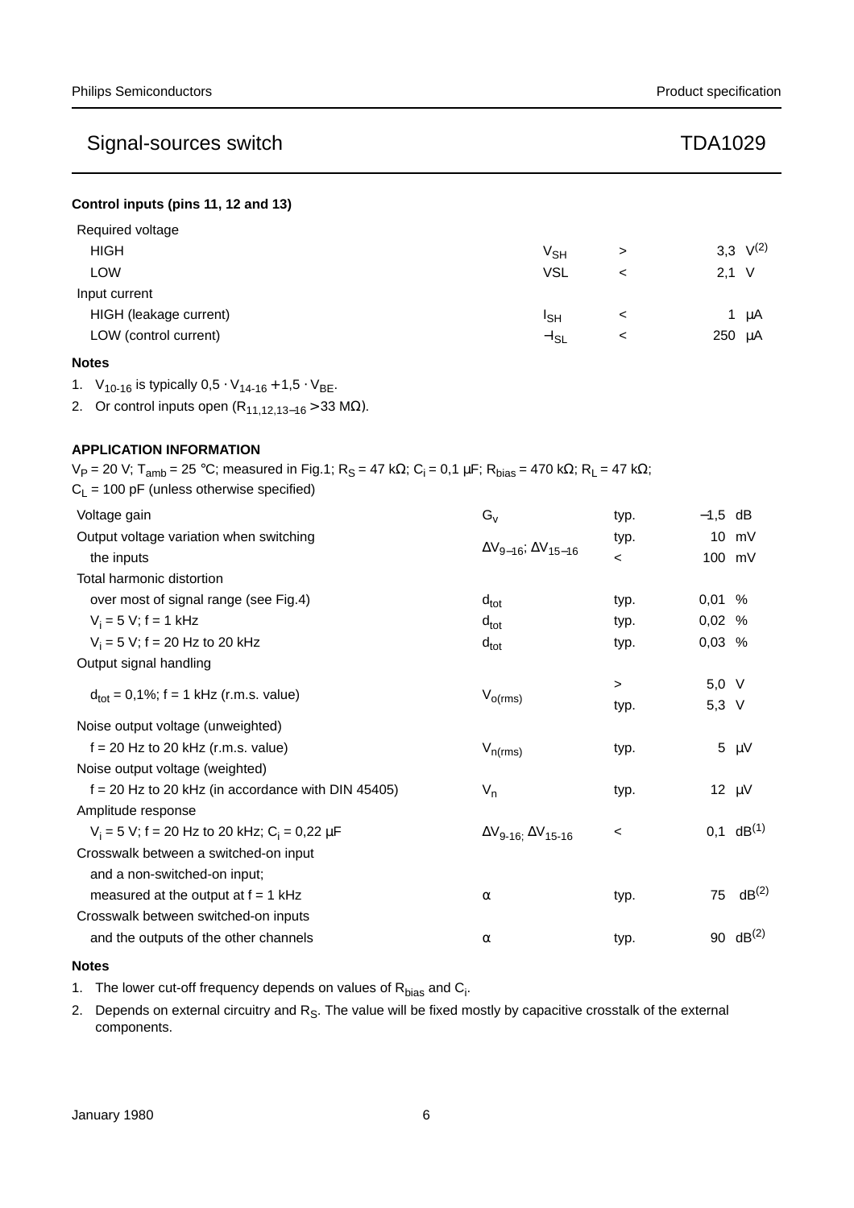#### Control inputs (pins 11, 12 and 13)

| | | | | |
|---|---|---|---|---|
| Required voltage | | | | |
| HIGH | $V_{SH}$ | > | 3,3 | V[2] |
| LOW | VSL | < | 2,1 | V |
| Input current | | | | |
| HIGH (leakage current) | $I_{SH}$ | < | 1 | μA |
| LOW (control current) | $-I_{SL}$ | < | 250 | μA |

#### Notes

1. $V_{10\text{-}16}$ is typically $0,5 \cdot V_{14\text{-}16} + 1,5 \cdot V_{BE}$.
2. Or control inputs open ($R_{11,12,13\text{–}16} > 33\ M\Omega$).

## APPLICATION INFORMATION

$V_P$ = 20 V; $T_{amb}$ = 25 °C; measured in Fig.1; $R_S$ = 47 kΩ; $C_i$ = 0,1 μF; $R_{bias}$ = 470 kΩ; $R_L$ = 47 kΩ; $C_L$ = 100 pF (unless otherwise specified)

| | | | | |
|---|---|---|---|---|
| Voltage gain | $G_v$ | typ. | −1,5 | dB |
| Output voltage variation when switching the inputs | $\Delta V_{9\text{–}16}$; $\Delta V_{15\text{–}16}$ | typ. | 10 | mV |
| | | < | 100 | mV |
| Total harmonic distortion | | | | |
| over most of signal range (see Fig.4) | $d_{tot}$ | typ. | 0,01 | % |
| $V_i$ = 5 V; f = 1 kHz | $d_{tot}$ | typ. | 0,02 | % |
| $V_i$ = 5 V; f = 20 Hz to 20 kHz | $d_{tot}$ | typ. | 0,03 | % |
| Output signal handling | | | | |
| $d_{tot}$ = 0,1%; f = 1 kHz (r.m.s. value) | $V_{o(rms)}$ | > | 5,0 | V |
| | | typ. | 5,3 | V |
| Noise output voltage (unweighted) | | | | |
| f = 20 Hz to 20 kHz (r.m.s. value) | $V_{n(rms)}$ | typ. | 5 | μV |
| Noise output voltage (weighted) | | | | |
| f = 20 Hz to 20 kHz (in accordance with DIN 45405) | $V_n$ | typ. | 12 | μV |
| Amplitude response | | | | |
| $V_i$ = 5 V; f = 20 Hz to 20 kHz; $C_i$ = 0,22 μF | $\Delta V_{9\text{-}16}$; $\Delta V_{15\text{-}16}$ | < | 0,1 | dB[1] |
| Crosswalk between a switched-on input and a non-switched-on input; measured at the output at f = 1 kHz | α | typ. | 75 | dB[2] |
| Crosswalk between switched-on inputs and the outputs of the other channels | α | typ. | 90 | dB[2] |

#### Notes

1. The lower cut-off frequency depends on values of $R_{bias}$ and $C_i$.
2. Depends on external circuitry and $R_S$. The value will be fixed mostly by capacitive crosstalk of the external components.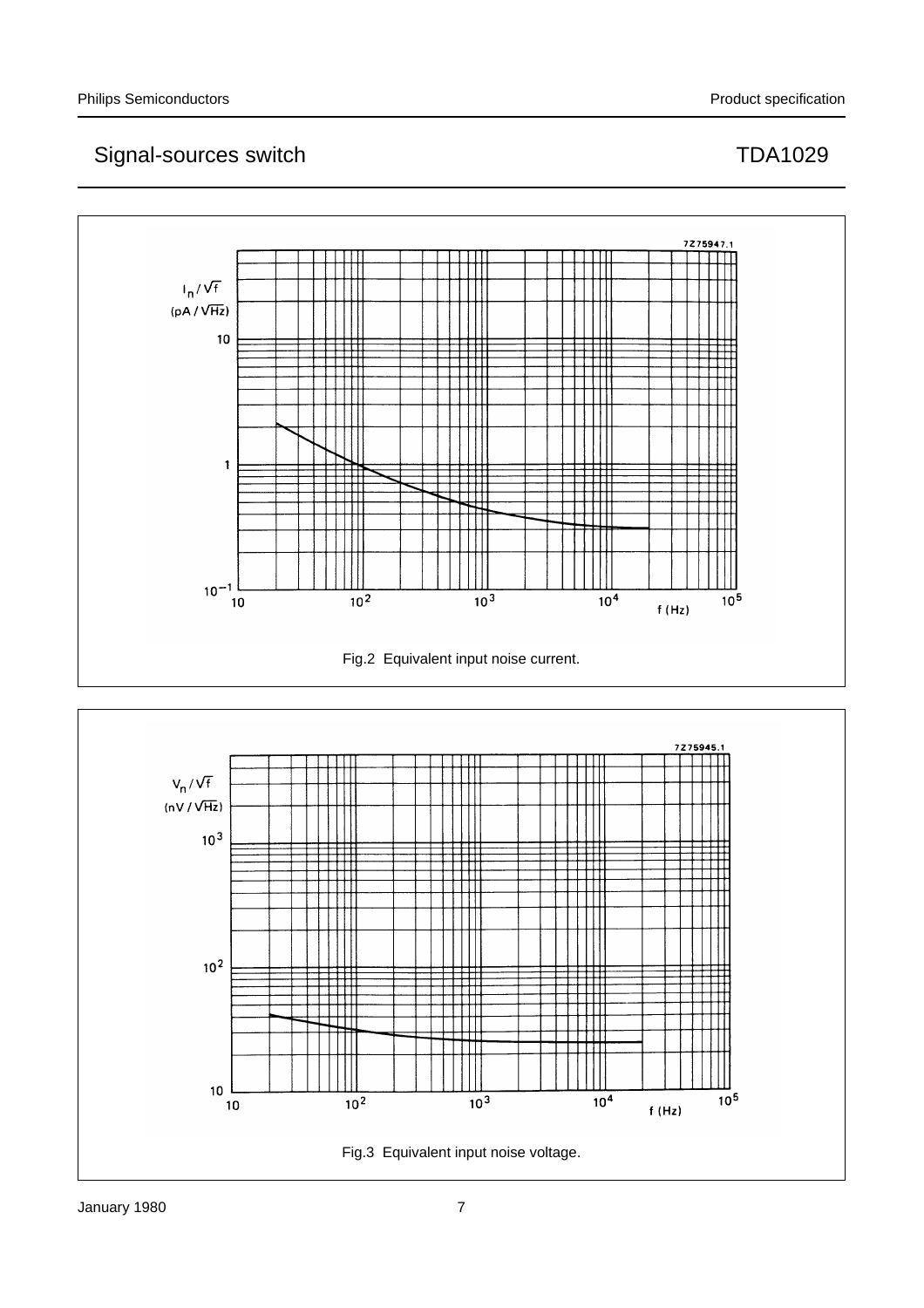Fig.2 Equivalent input noise current.

Fig.3 Equivalent input noise voltage.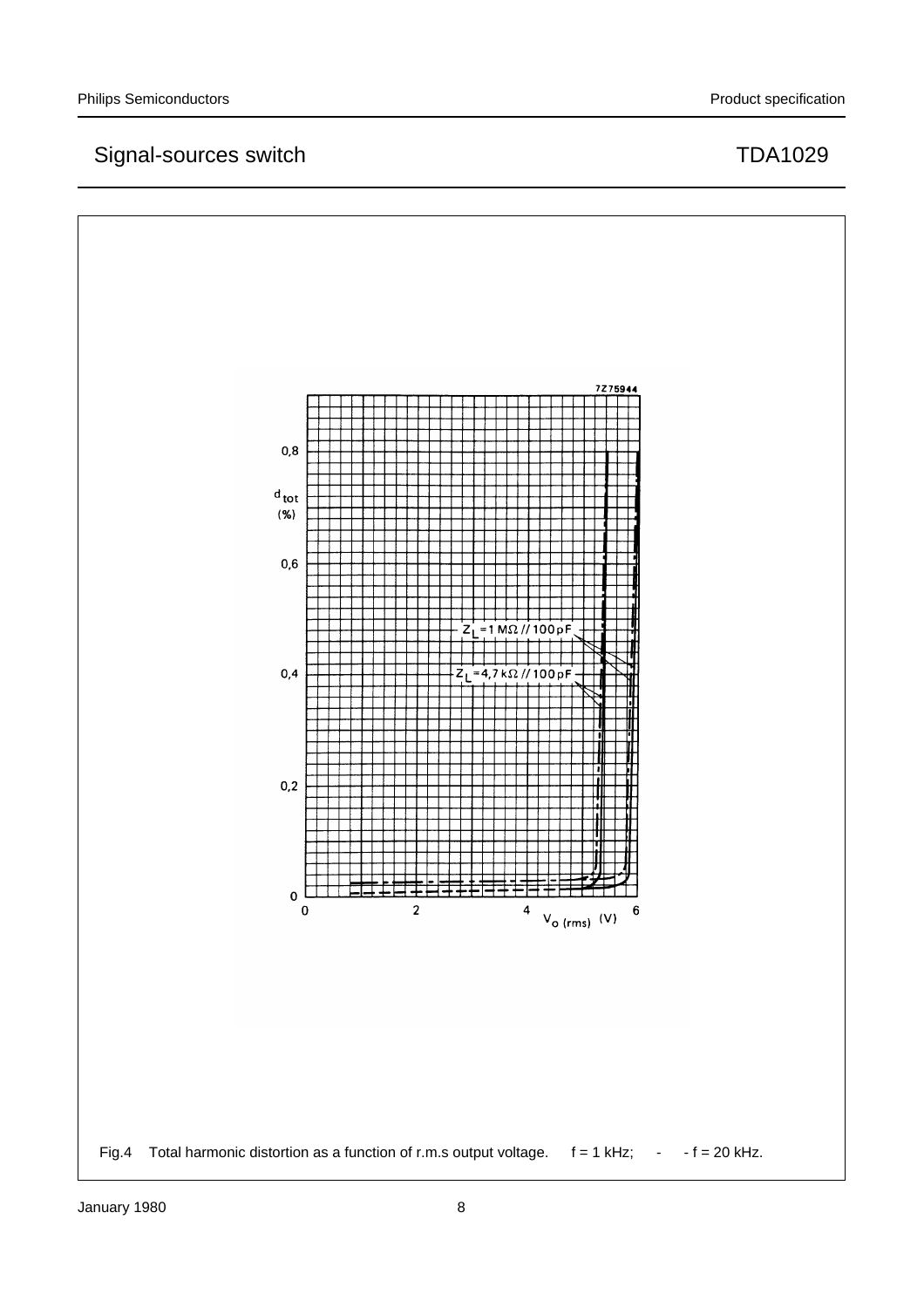Fig.4 Total harmonic distortion as a function of r.m.s output voltage. f = 1 kHz; - - f = 20 kHz.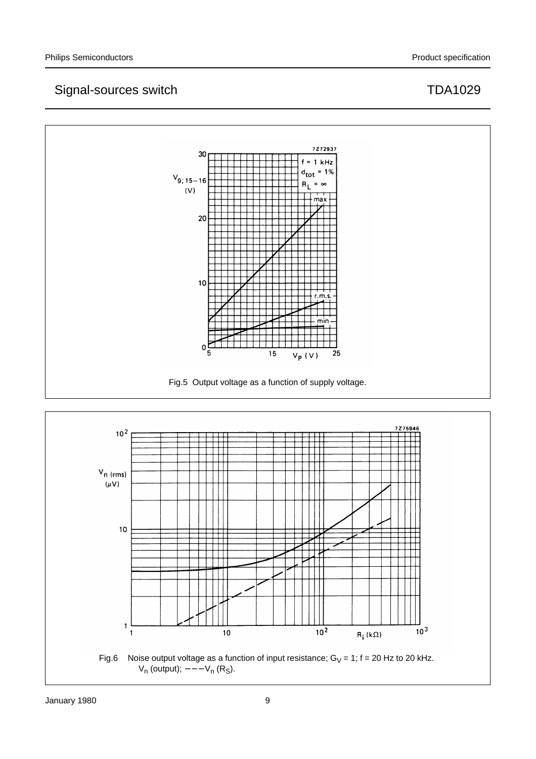Fig.5  Output voltage as a function of supply voltage.

Fig.6  Noise output voltage as a function of input resistance; $G_V = 1$; f = 20 Hz to 20 kHz.
$V_n$ (output); − − − $V_n$ ($R_S$).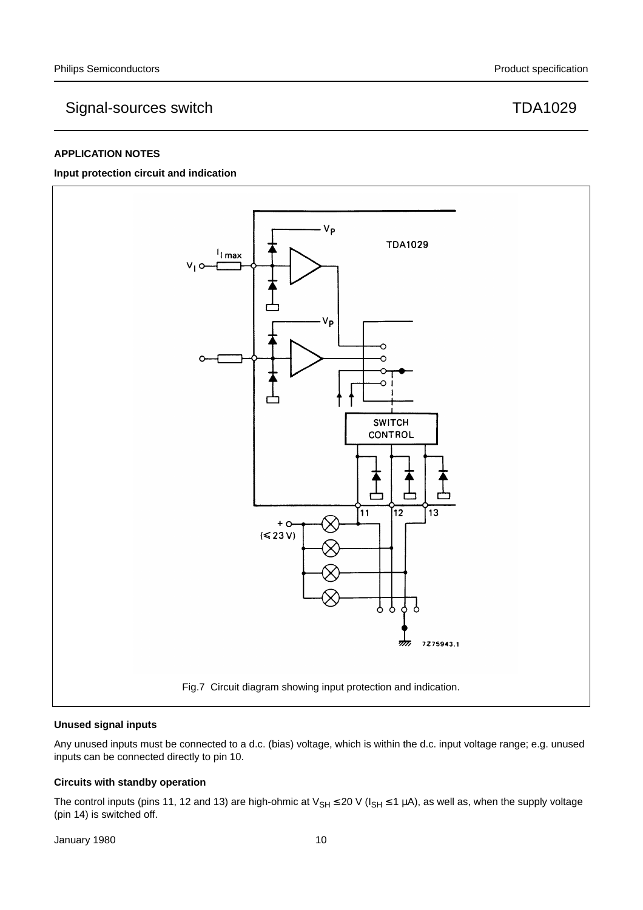## APPLICATION NOTES

### Input protection circuit and indication

Fig.7 Circuit diagram showing input protection and indication.

### Unused signal inputs

Any unused inputs must be connected to a d.c. (bias) voltage, which is within the d.c. input voltage range; e.g. unused inputs can be connected directly to pin 10.

### Circuits with standby operation

The control inputs (pins 11, 12 and 13) are high-ohmic at $V_{SH} \leq 20$ V ($I_{SH} \leq 1$ μA), as well as, when the supply voltage (pin 14) is switched off.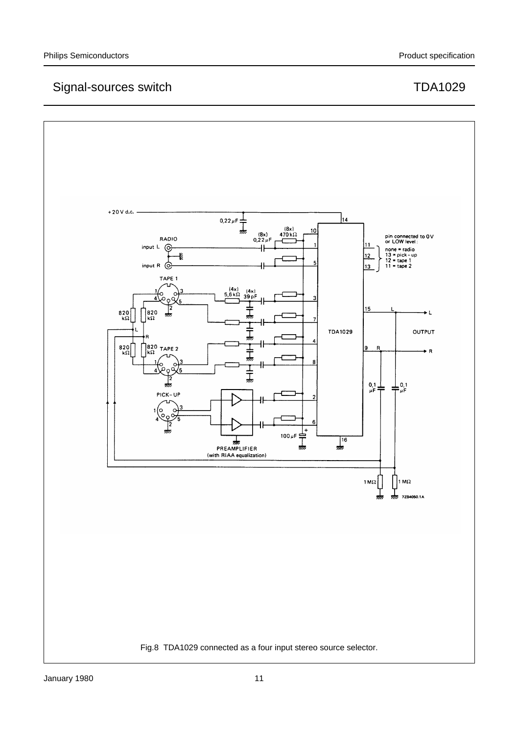Fig.8 TDA1029 connected as a four input stereo source selector.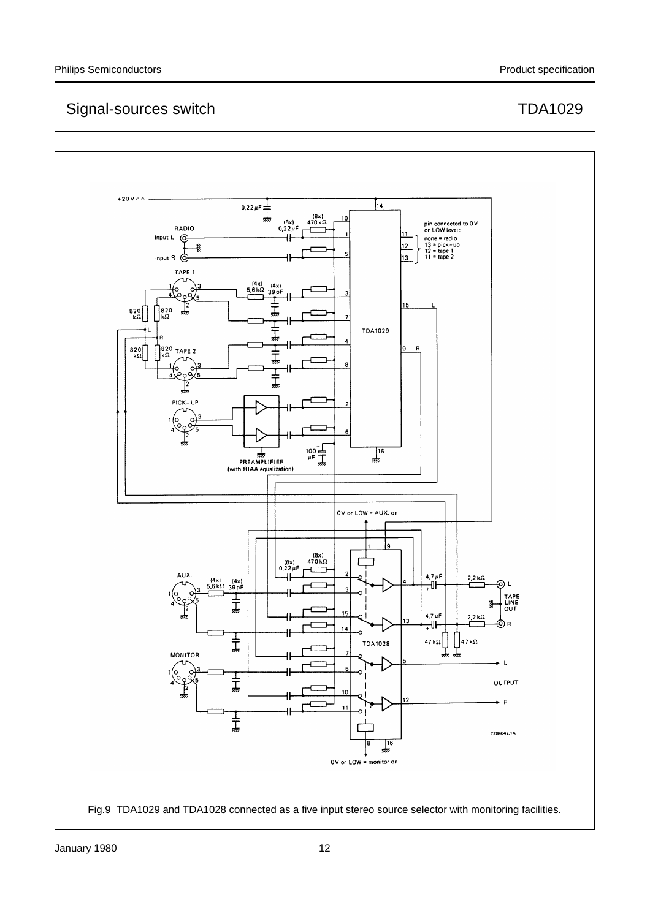Fig.9 TDA1029 and TDA1028 connected as a five input stereo source selector with monitoring facilities.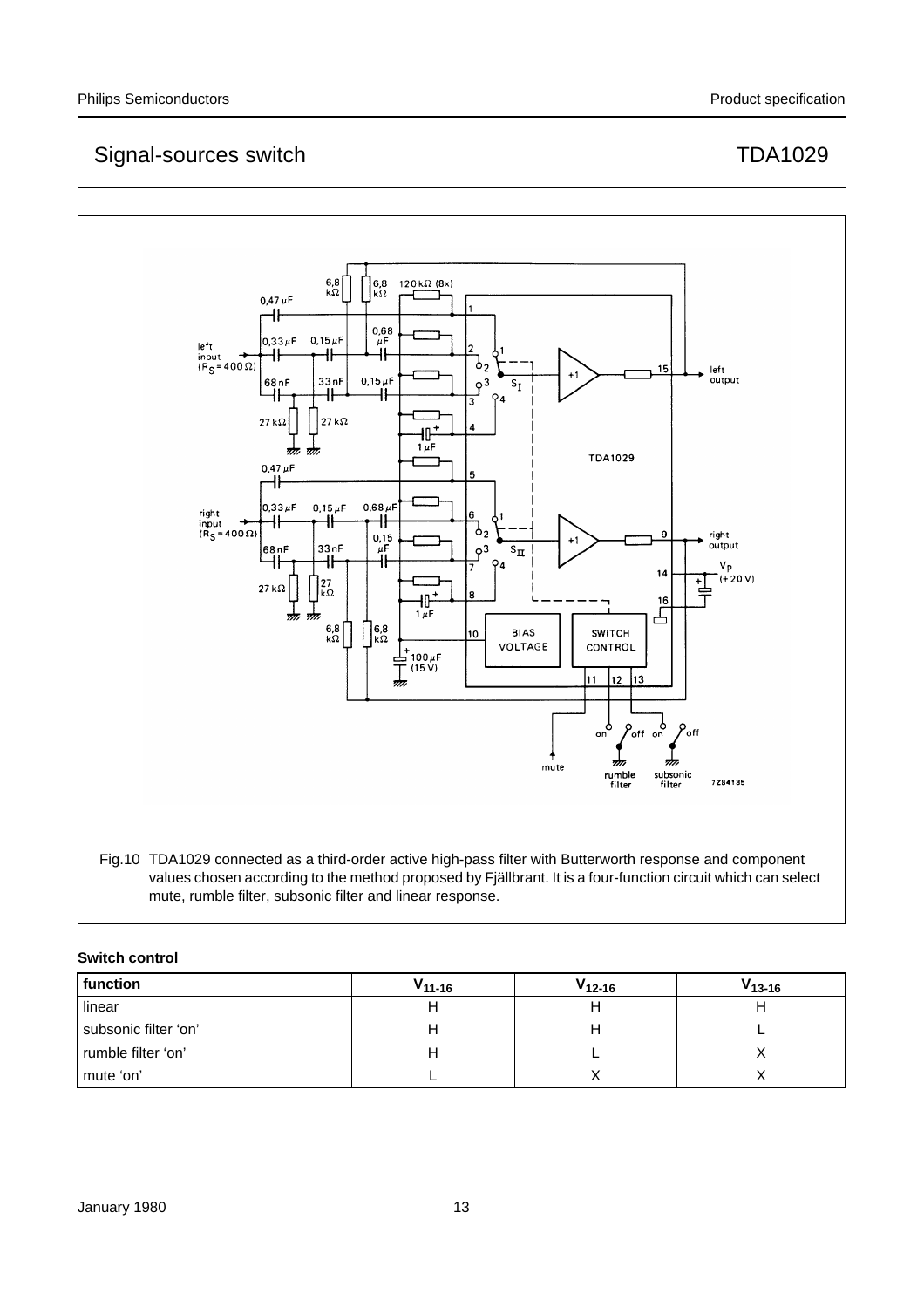Fig.10 TDA1029 connected as a third-order active high-pass filter with Butterworth response and component values chosen according to the method proposed by Fjällbrant. It is a four-function circuit which can select mute, rumble filter, subsonic filter and linear response.

**Switch control**

| function | $V_{11-16}$ | $V_{12-16}$ | $V_{13-16}$ |
|---|---|---|---|
| linear | H | H | H |
| subsonic filter 'on' | H | H | L |
| rumble filter 'on' | H | L | X |
| mute 'on' | L | X | X |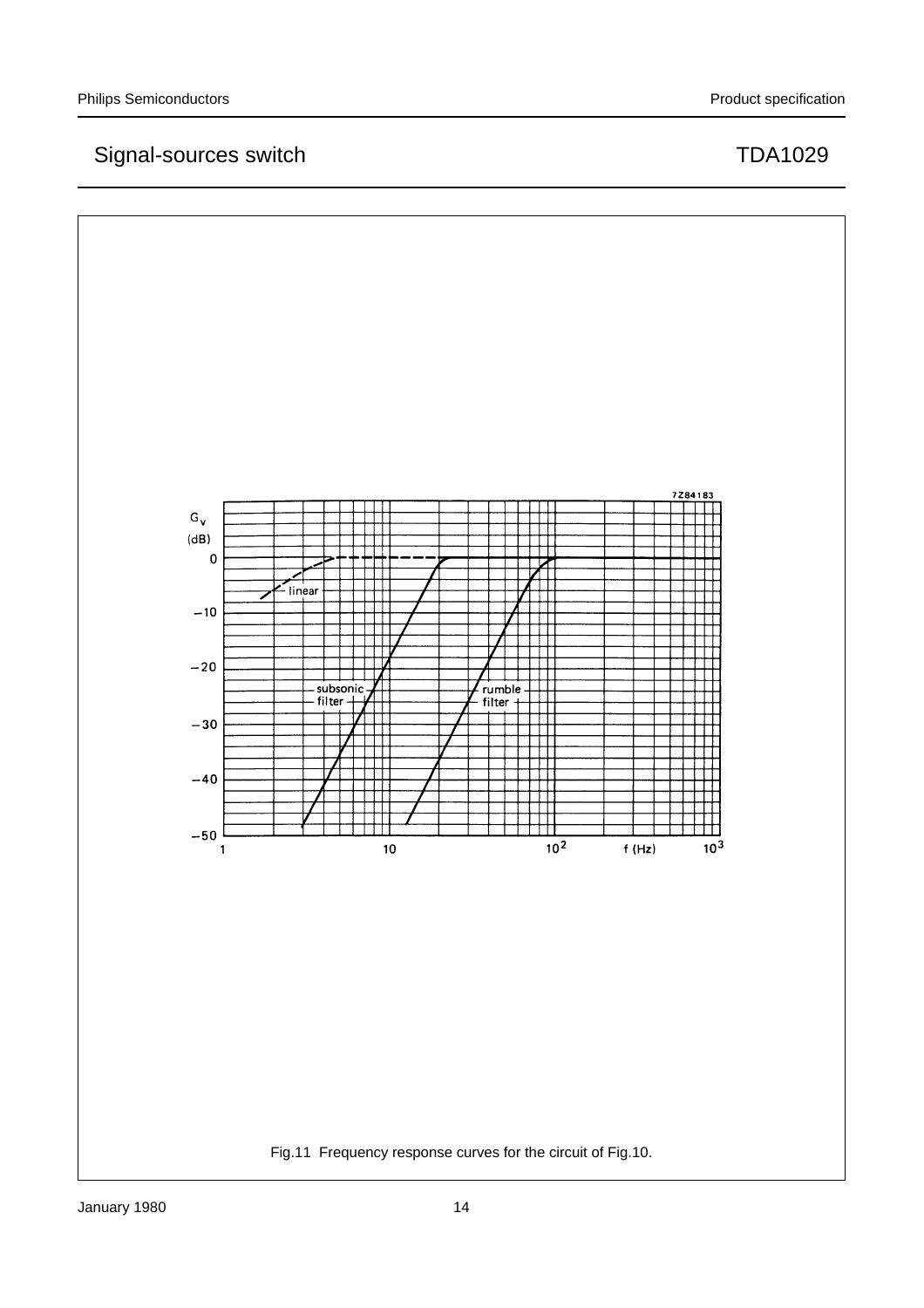Fig.11  Frequency response curves for the circuit of Fig.10.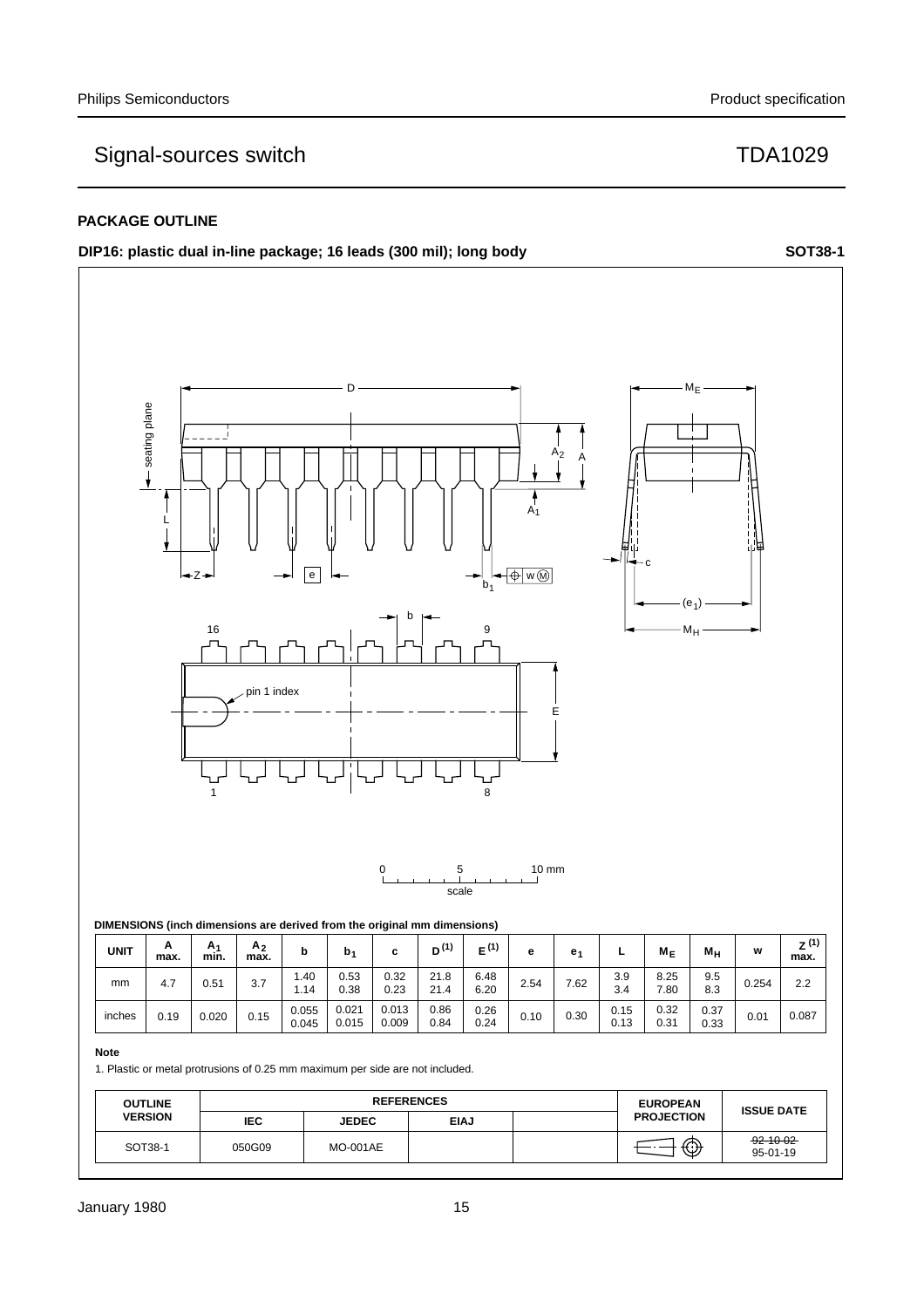## PACKAGE OUTLINE

**DIP16: plastic dual in-line package; 16 leads (300 mil); long body** **SOT38-1**

**DIMENSIONS (inch dimensions are derived from the original mm dimensions)**

| UNIT | A max. | $A_1$ min. | $A_2$ max. | b | $b_1$ | c | $D^{(1)}$ | $E^{(1)}$ | e | $e_1$ | L | $M_E$ | $M_H$ | w | $Z^{(1)}$ max. |
|---|---|---|---|---|---|---|---|---|---|---|---|---|---|---|---|
| mm | 4.7 | 0.51 | 3.7 | 1.40<br>1.14 | 0.53<br>0.38 | 0.32<br>0.23 | 21.8<br>21.4 | 6.48<br>6.20 | 2.54 | 7.62 | 3.9<br>3.4 | 8.25<br>7.80 | 9.5<br>8.3 | 0.254 | 2.2 |
| inches | 0.19 | 0.020 | 0.15 | 0.055<br>0.045 | 0.021<br>0.015 | 0.013<br>0.009 | 0.86<br>0.84 | 0.26<br>0.24 | 0.10 | 0.30 | 0.15<br>0.13 | 0.32<br>0.31 | 0.37<br>0.33 | 0.01 | 0.087 |

**Note**

1. Plastic or metal protrusions of 0.25 mm maximum per side are not included.

| OUTLINE VERSION | REFERENCES | | | | EUROPEAN PROJECTION | ISSUE DATE |
|---|---|---|---|---|---|---|
| | IEC | JEDEC | EIAJ | | | |
| SOT38-1 | 050G09 | MO-001AE | | | | ~~92-10-02~~<br>95-01-19 |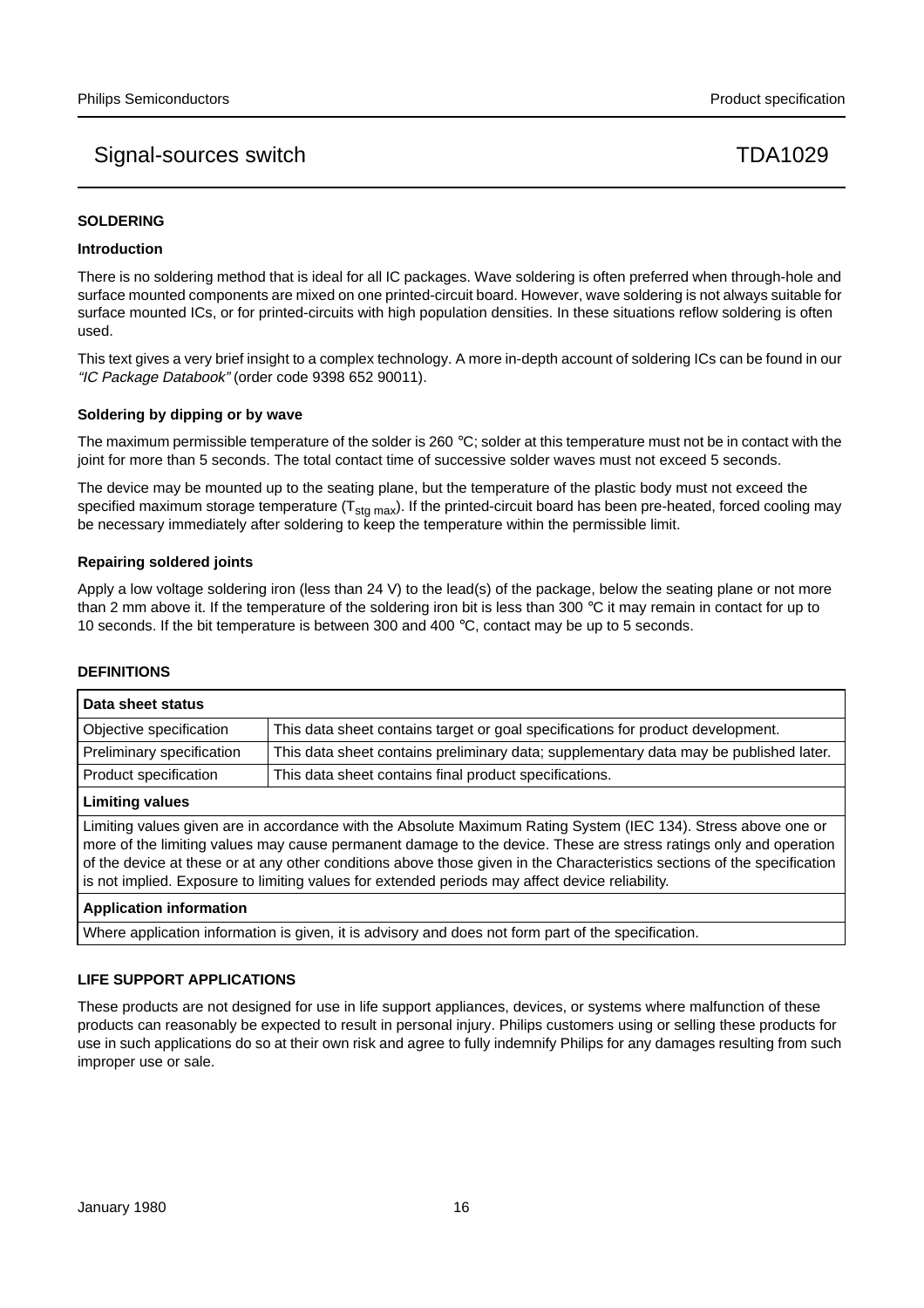## SOLDERING

### Introduction

There is no soldering method that is ideal for all IC packages. Wave soldering is often preferred when through-hole and surface mounted components are mixed on one printed-circuit board. However, wave soldering is not always suitable for surface mounted ICs, or for printed-circuits with high population densities. In these situations reflow soldering is often used.

This text gives a very brief insight to a complex technology. A more in-depth account of soldering ICs can be found in our *"IC Package Databook"* (order code 9398 652 90011).

### Soldering by dipping or by wave

The maximum permissible temperature of the solder is 260 °C; solder at this temperature must not be in contact with the joint for more than 5 seconds. The total contact time of successive solder waves must not exceed 5 seconds.

The device may be mounted up to the seating plane, but the temperature of the plastic body must not exceed the specified maximum storage temperature ($T_{stg\ max}$). If the printed-circuit board has been pre-heated, forced cooling may be necessary immediately after soldering to keep the temperature within the permissible limit.

### Repairing soldered joints

Apply a low voltage soldering iron (less than 24 V) to the lead(s) of the package, below the seating plane or not more than 2 mm above it. If the temperature of the soldering iron bit is less than 300 °C it may remain in contact for up to 10 seconds. If the bit temperature is between 300 and 400 °C, contact may be up to 5 seconds.

## DEFINITIONS

| | |
|---|---|
| **Data sheet status** | |
| Objective specification | This data sheet contains target or goal specifications for product development. |
| Preliminary specification | This data sheet contains preliminary data; supplementary data may be published later. |
| Product specification | This data sheet contains final product specifications. |
| **Limiting values** | |
| Limiting values given are in accordance with the Absolute Maximum Rating System (IEC 134). Stress above one or more of the limiting values may cause permanent damage to the device. These are stress ratings only and operation of the device at these or at any other conditions above those given in the Characteristics sections of the specification is not implied. Exposure to limiting values for extended periods may affect device reliability. | |
| **Application information** | |
| Where application information is given, it is advisory and does not form part of the specification. | |

## LIFE SUPPORT APPLICATIONS

These products are not designed for use in life support appliances, devices, or systems where malfunction of these products can reasonably be expected to result in personal injury. Philips customers using or selling these products for use in such applications do so at their own risk and agree to fully indemnify Philips for any damages resulting from such improper use or sale.